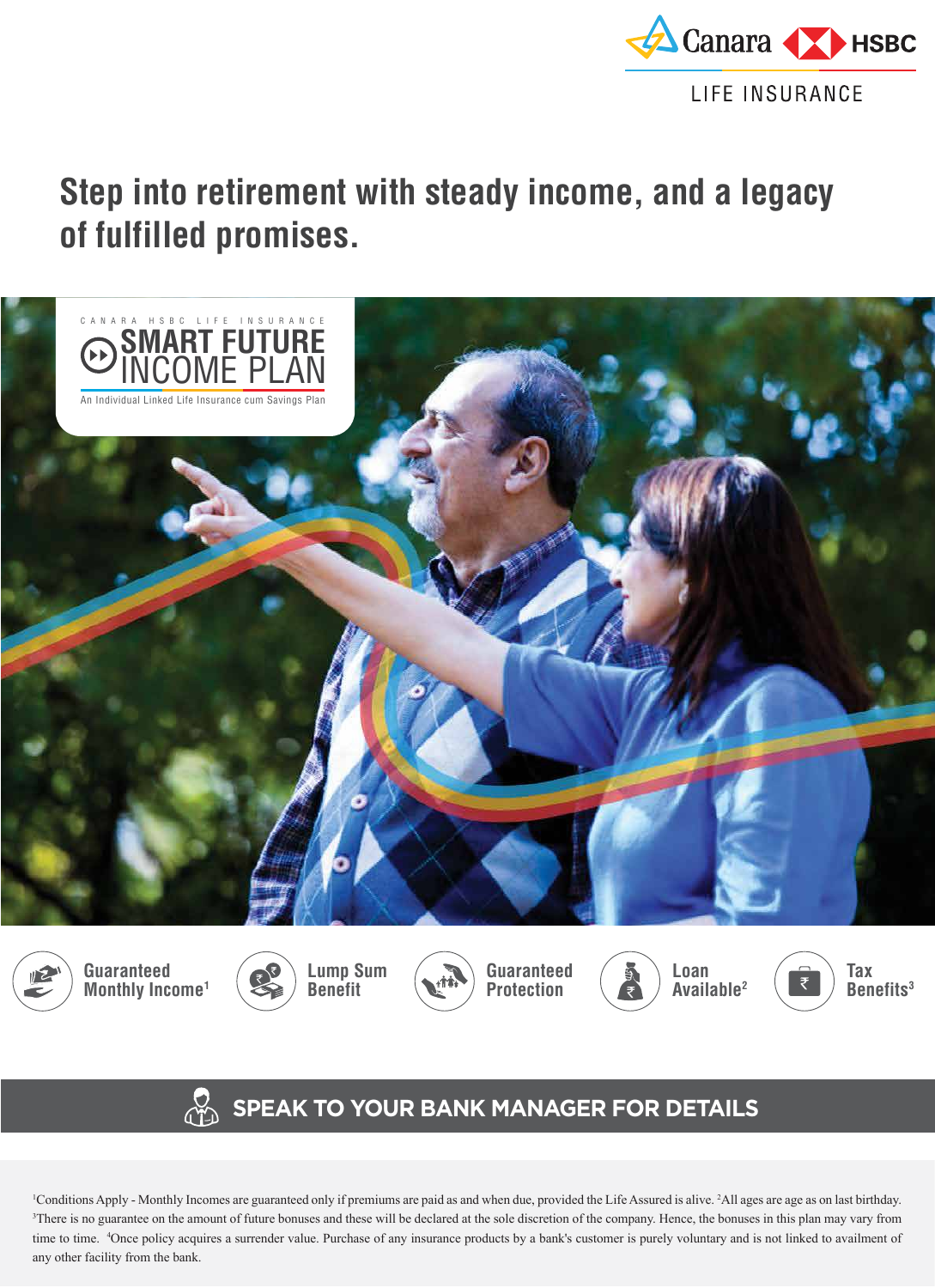Canara HSBC

LIFE INSURANCE

# Step into retirement with steady income, and a legacy of fulfilled promises.

CANARA HSBC LIFE INSURANCE

## SMART FUTURE INCOME PLAN

An Individual Linked Life Insurance cum Savings Plan

- Guaranteed Monthly Income[1]
- Lump Sum Benefit
- Guaranteed Protection
- Loan Available[2]
- Tax Benefits[3]

**SPEAK TO YOUR BANK MANAGER FOR DETAILS**

[1]Conditions Apply - Monthly Incomes are guaranteed only if premiums are paid as and when due, provided the Life Assured is alive. [2]All ages are age as on last birthday. [3]There is no guarantee on the amount of future bonuses and these will be declared at the sole discretion of the company. Hence, the bonuses in this plan may vary from time to time. [4]Once policy acquires a surrender value. Purchase of any insurance products by a bank's customer is purely voluntary and is not linked to availment of any other facility from the bank.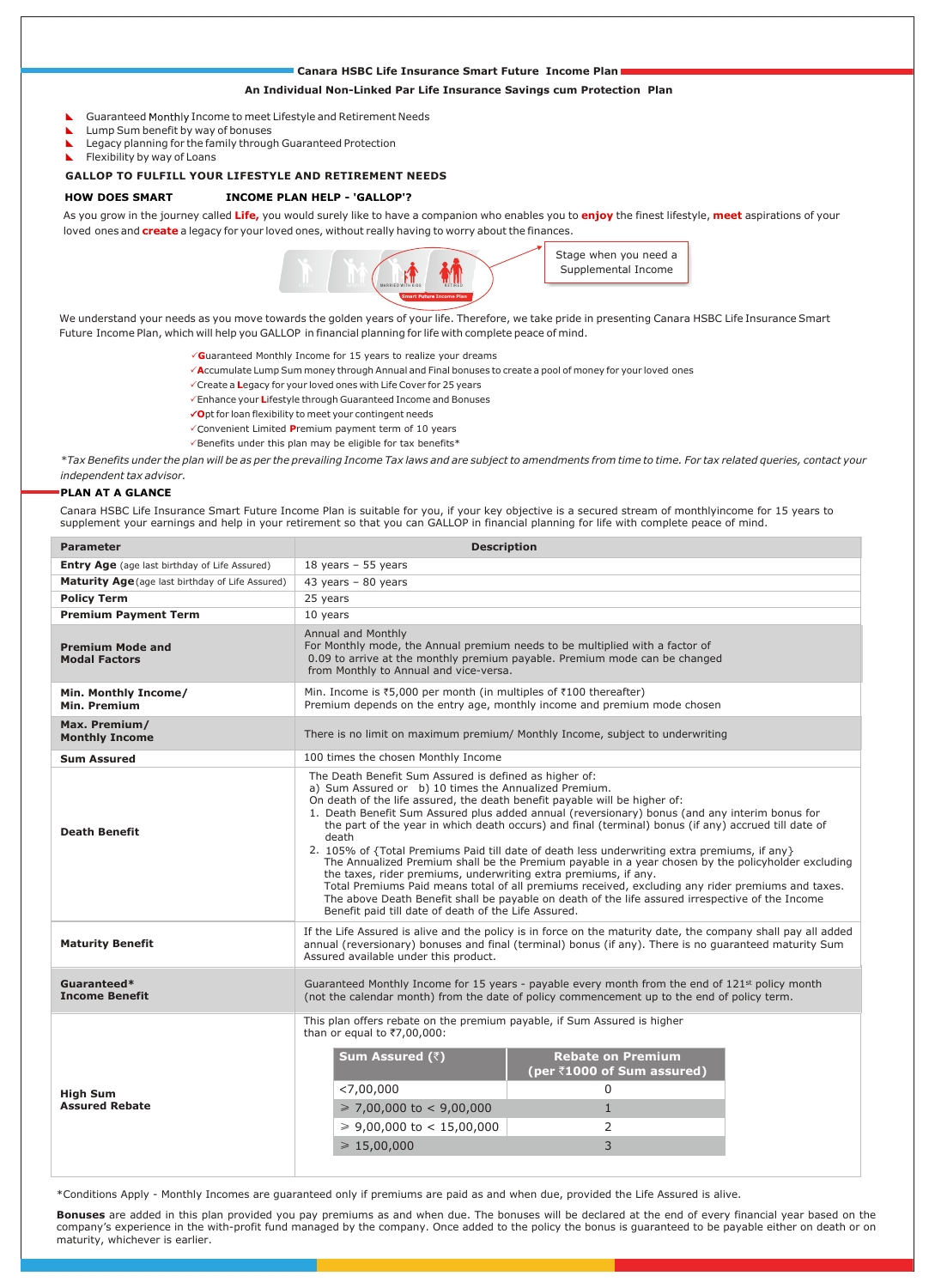# Canara HSBC Life Insurance Smart Future Income Plan

**An Individual Non-Linked Par Life Insurance Savings cum Protection Plan**

- Guaranteed Monthly Income to meet Lifestyle and Retirement Needs
- Lump Sum benefit by way of bonuses
- Legacy planning for the family through Guaranteed Protection
- Flexibility by way of Loans

## GALLOP TO FULFILL YOUR LIFESTYLE AND RETIREMENT NEEDS

### HOW DOES SMART INCOME PLAN HELP - 'GALLOP'?

As you grow in the journey called **Life,** you would surely like to have a companion who enables you to **enjoy** the finest lifestyle, **meet** aspirations of your loved ones and **create** a legacy for your loved ones, without really having to worry about the finances.

Stage when you need a Supplemental Income

We understand your needs as you move towards the golden years of your life. Therefore, we take pride in presenting Canara HSBC Life Insurance Smart Future Income Plan, which will help you GALLOP in financial planning for life with complete peace of mind.

- ✓**G**uaranteed Monthly Income for 15 years to realize your dreams
- ✓**A**ccumulate Lump Sum money through Annual and Final bonuses to create a pool of money for your loved ones
- ✓Create a **L**egacy for your loved ones with Life Cover for 25 years
- ✓Enhance your **L**ifestyle through Guaranteed Income and Bonuses
- ✓**O**pt for loan flexibility to meet your contingent needs
- ✓Convenient Limited **P**remium payment term of 10 years
- ✓Benefits under this plan may be eligible for tax benefits*

*\*Tax Benefits under the plan will be as per the prevailing Income Tax laws and are subject to amendments from time to time. For tax related queries, contact your independent tax advisor.*

## PLAN AT A GLANCE

Canara HSBC Life Insurance Smart Future Income Plan is suitable for you, if your key objective is a secured stream of monthlyincome for 15 years to supplement your earnings and help in your retirement so that you can GALLOP in financial planning for life with complete peace of mind.

| Parameter | Description |
|---|---|
| **Entry Age** (age last birthday of Life Assured) | 18 years – 55 years |
| **Maturity Age** (age last birthday of Life Assured) | 43 years – 80 years |
| **Policy Term** | 25 years |
| **Premium Payment Term** | 10 years |
| **Premium Mode and Modal Factors** | Annual and Monthly<br>For Monthly mode, the Annual premium needs to be multiplied with a factor of 0.09 to arrive at the monthly premium payable. Premium mode can be changed from Monthly to Annual and vice-versa. |
| **Min. Monthly Income/ Min. Premium** | Min. Income is ₹5,000 per month (in multiples of ₹100 thereafter)<br>Premium depends on the entry age, monthly income and premium mode chosen |
| **Max. Premium/ Monthly Income** | There is no limit on maximum premium/ Monthly Income, subject to underwriting |
| **Sum Assured** | 100 times the chosen Monthly Income |
| **Death Benefit** | The Death Benefit Sum Assured is defined as higher of:<br>a) Sum Assured or b) 10 times the Annualized Premium.<br>On death of the life assured, the death benefit payable will be higher of:<br>1. Death Benefit Sum Assured plus added annual (reversionary) bonus (and any interim bonus for the part of the year in which death occurs) and final (terminal) bonus (if any) accrued till date of death<br>2. 105% of {Total Premiums Paid till date of death less underwriting extra premiums, if any}<br>The Annualized Premium shall be the Premium payable in a year chosen by the policyholder excluding the taxes, rider premiums, underwriting extra premiums, if any.<br>Total Premiums Paid means total of all premiums received, excluding any rider premiums and taxes.<br>The above Death Benefit shall be payable on death of the life assured irrespective of the Income Benefit paid till date of death of the Life Assured. |
| **Maturity Benefit** | If the Life Assured is alive and the policy is in force on the maturity date, the company shall pay all added annual (reversionary) bonus and final (terminal) bonus (if any). There is no guaranteed maturity Sum Assured available under this product. |
| **Guaranteed\* Income Benefit** | Guaranteed Monthly Income for 15 years - payable every month from the end of 121st policy month (not the calendar month) from the date of policy commencement up to the end of policy term. |
| **High Sum Assured Rebate** | This plan offers rebate on the premium payable, if Sum Assured is higher than or equal to ₹7,00,000: |

| Sum Assured (₹) | Rebate on Premium (per ₹1000 of Sum assured) |
|---|---|
| <7,00,000 | 0 |
| ≥ 7,00,000 to < 9,00,000 | 1 |
| ≥ 9,00,000 to < 15,00,000 | 2 |
| ≥ 15,00,000 | 3 |

*Conditions Apply - Monthly Incomes are guaranteed only if premiums are paid as and when due, provided the Life Assured is alive.

**Bonuses** are added in this plan provided you pay premiums as and when due. The bonuses will be declared at the end of every financial year based on the company's experience in the with-profit fund managed by the company. Once added to the policy the bonus is guaranteed to be payable either on death or on maturity, whichever is earlier.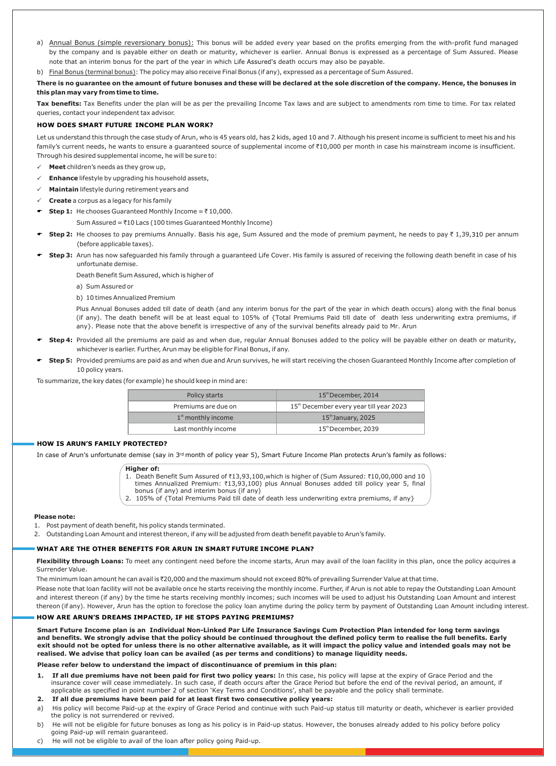a) Annual Bonus (simple reversionary bonus): This bonus will be added every year based on the profits emerging from the with-profit fund managed by the company and is payable either on death or maturity, whichever is earlier. Annual Bonus is expressed as a percentage of Sum Assured. Please note that an interim bonus for the part of the year in which Life Assured's death occurs may also be payable.

b) Final Bonus (terminal bonus): The policy may also receive Final Bonus (if any), expressed as a percentage of Sum Assured.

**There is no guarantee on the amount of future bonuses and these will be declared at the sole discretion of the company. Hence, the bonuses in this plan may vary from time to time.**

**Tax benefits:** Tax Benefits under the plan will be as per the prevailing Income Tax laws and are subject to amendments rom time to time. For tax related queries, contact your independent tax advisor.

### HOW DOES SMART FUTURE INCOME PLAN WORK?

Let us understand this through the case study of Arun, who is 45 years old, has 2 kids, aged 10 and 7. Although his present income is sufficient to meet his and his family's current needs, he wants to ensure a guaranteed source of supplemental income of ₹10,000 per month in case his mainstream income is insufficient. Through his desired supplemental income, he will be sure to:

- ✓ **Meet** children's needs as they grow up,
- ✓ **Enhance** lifestyle by upgrading his household assets,
- ✓ **Maintain** lifestyle during retirement years and
- ✓ **Create** a corpus as a legacy for his family

- **Step 1:** He chooses Guaranteed Monthly Income = ₹ 10,000.

  Sum Assured = ₹10 Lacs (100 times Guaranteed Monthly Income)

- **Step 2:** He chooses to pay premiums Annually. Basis his age, Sum Assured and the mode of premium payment, he needs to pay ₹ 1,39,310 per annum (before applicable taxes).

- **Step 3:** Arun has now safeguarded his family through a guaranteed Life Cover. His family is assured of receiving the following death benefit in case of his unfortunate demise.

  Death Benefit Sum Assured, which is higher of

  a) Sum Assured or

  b) 10 times Annualized Premium

  Plus Annual Bonuses added till date of death (and any interim bonus for the part of the year in which death occurs) along with the final bonus (if any). The death benefit will be at least equal to 105% of {Total Premiums Paid till date of death less underwriting extra premiums, if any}. Please note that the above benefit is irrespective of any of the survival benefits already paid to Mr. Arun

- **Step 4:** Provided all the premiums are paid as and when due, regular Annual Bonuses added to the policy will be payable either on death or maturity, whichever is earlier. Further, Arun may be eligible for Final Bonus, if any.

- **Step 5:** Provided premiums are paid as and when due and Arun survives, he will start receiving the chosen Guaranteed Monthly Income after completion of 10 policy years.

To summarize, the key dates (for example) he should keep in mind are:

| Policy starts | 15th December, 2014 |
|---|---|
| Premiums are due on | 15th December every year till year 2023 |
| 1st monthly income | 15th January, 2025 |
| Last monthly income | 15th December, 2039 |

### HOW IS ARUN'S FAMILY PROTECTED?

In case of Arun's unfortunate demise (say in 3rd month of policy year 5), Smart Future Income Plan protects Arun's family as follows:

**Higher of:**

1. Death Benefit Sum Assured of ₹13,93,100,which is higher of (Sum Assured: ₹10,00,000 and 10 times Annualized Premium: ₹13,93,100) plus Annual Bonuses added till policy year 5, final bonus (if any) and interim bonus (if any)
2. 105% of {Total Premiums Paid till date of death less underwriting extra premiums, if any}

**Please note:**

1. Post payment of death benefit, his policy stands terminated.
2. Outstanding Loan Amount and interest thereon, if any will be adjusted from death benefit payable to Arun's family.

### WHAT ARE THE OTHER BENEFITS FOR ARUN IN SMART FUTURE INCOME PLAN?

**Flexibility through Loans:** To meet any contingent need before the income starts, Arun may avail of the loan facility in this plan, once the policy acquires a Surrender Value.

The minimum loan amount he can avail is ₹20,000 and the maximum should not exceed 80% of prevailing Surrender Value at that time.

Please note that loan facility will not be available once he starts receiving the monthly income. Further, if Arun is not able to repay the Outstanding Loan Amount and interest thereon (if any) by the time he starts receiving monthly incomes; such incomes will be used to adjust his Outstanding Loan Amount and interest thereon (if any). However, Arun has the option to foreclose the policy loan anytime during the policy term by payment of Outstanding Loan Amount including interest.

### HOW ARE ARUN'S DREAMS IMPACTED, IF HE STOPS PAYING PREMIUMS?

**Smart Future Income plan is an Individual Non-Linked Par Life Insurance Savings Cum Protection Plan intended for long term savings and benefits. We strongly advise that the policy should be continued throughout the defined policy term to realise the full benefits. Early exit should not be opted for unless there is no other alternative available, as it will impact the policy value and intended goals may not be realised. We advise that policy loan can be availed (as per terms and conditions) to manage liquidity needs.**

**Please refer below to understand the impact of discontinuance of premium in this plan:**

1. **If all due premiums have not been paid for first two policy years:** In this case, his policy will lapse at the expiry of Grace Period and the insurance cover will cease immediately. In such case, if death occurs after the Grace Period but before the end of the revival period, an amount, if applicable as specified in point number 2 of section 'Key Terms and Conditions', shall be payable and the policy shall terminate.
2. **If all due premiums have been paid for at least first two consecutive policy years:**

a) His policy will become Paid-up at the expiry of Grace Period and continue with such Paid-up status till maturity or death, whichever is earlier provided the policy is not surrendered or revived.

b) He will not be eligible for future bonuses as long as his policy is in Paid-up status. However, the bonuses already added to his policy before policy going Paid-up will remain guaranteed.

c) He will not be eligible to avail of the loan after policy going Paid-up.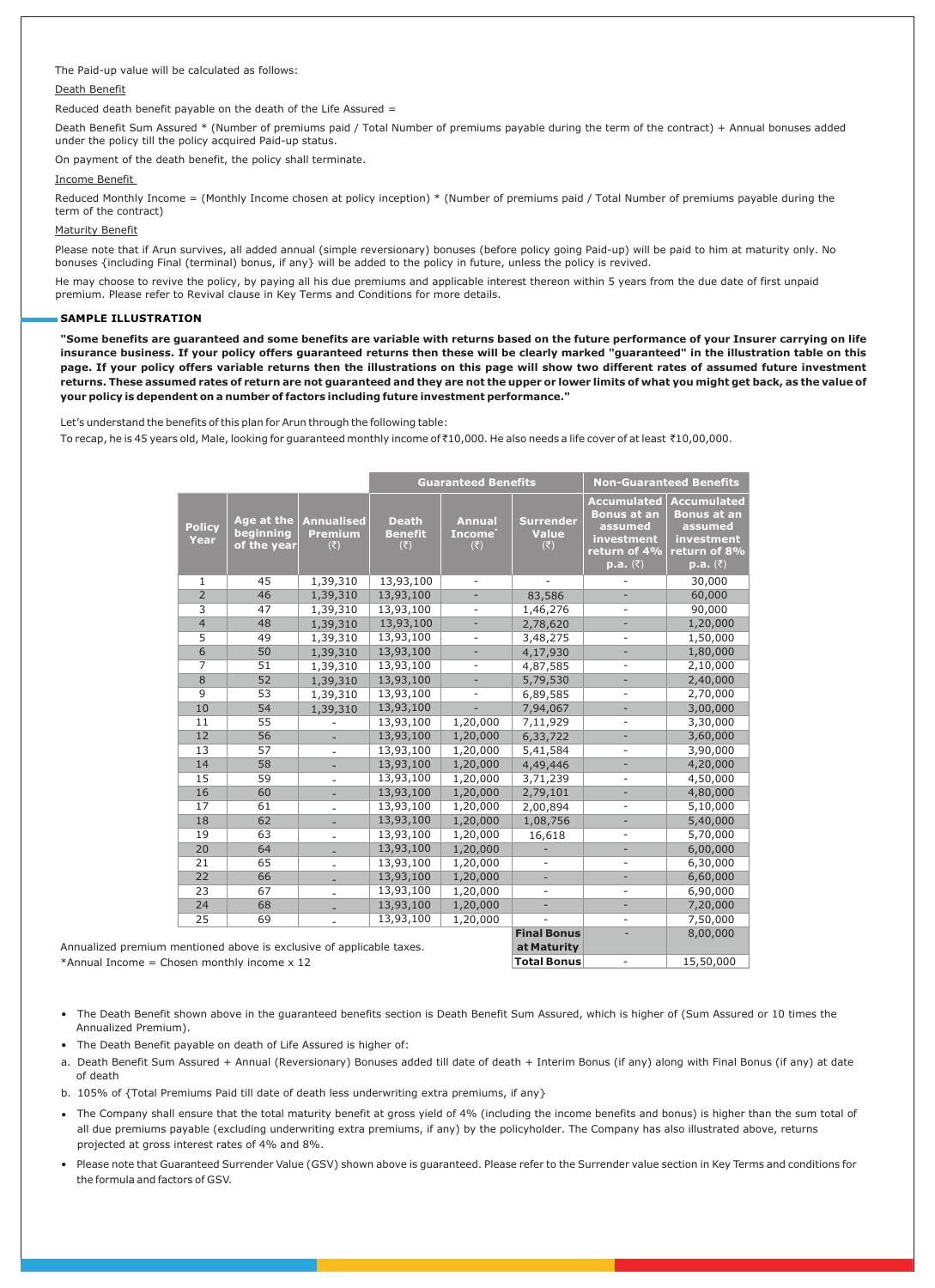The Paid-up value will be calculated as follows:

Death Benefit

Reduced death benefit payable on the death of the Life Assured =

Death Benefit Sum Assured * (Number of premiums paid / Total Number of premiums payable during the term of the contract) + Annual bonuses added under the policy till the policy acquired Paid-up status.

On payment of the death benefit, the policy shall terminate.

Income Benefit

Reduced Monthly Income = (Monthly Income chosen at policy inception) * (Number of premiums paid / Total Number of premiums payable during the term of the contract)

Maturity Benefit

Please note that if Arun survives, all added annual (simple reversionary) bonuses (before policy going Paid-up) will be paid to him at maturity only. No bonuses {including Final (terminal) bonus, if any} will be added to the policy in future, unless the policy is revived.

He may choose to revive the policy, by paying all his due premiums and applicable interest thereon within 5 years from the due date of first unpaid premium. Please refer to Revival clause in Key Terms and Conditions for more details.

## SAMPLE ILLUSTRATION

**"Some benefits are guaranteed and some benefits are variable with returns based on the future performance of your Insurer carrying on life insurance business. If your policy offers guaranteed returns then these will be clearly marked "guaranteed" in the illustration table on this page. If your policy offers variable returns then the illustrations on this page will show two different rates of assumed future investment returns. These assumed rates of return are not guaranteed and they are not the upper or lower limits of what you might get back, as the value of your policy is dependent on a number of factors including future investment performance."**

Let's understand the benefits of this plan for Arun through the following table:

To recap, he is 45 years old, Male, looking for guaranteed monthly income of ₹10,000. He also needs a life cover of at least ₹10,00,000.

| | | | Guaranteed Benefits | | | Non-Guaranteed Benefits | |
|---|---|---|---|---|---|---|---|
| Policy Year | Age at the beginning of the year | Annualised Premium (₹) | Death Benefit (₹) | Annual Income* (₹) | Surrender Value (₹) | Accumulated Bonus at an assumed investment return of 4% p.a. (₹) | Accumulated Bonus at an assumed investment return of 8% p.a. (₹) |
| 1 | 45 | 1,39,310 | 13,93,100 | - | - | - | 30,000 |
| 2 | 46 | 1,39,310 | 13,93,100 | - | 83,586 | - | 60,000 |
| 3 | 47 | 1,39,310 | 13,93,100 | - | 1,46,276 | - | 90,000 |
| 4 | 48 | 1,39,310 | 13,93,100 | - | 2,78,620 | - | 1,20,000 |
| 5 | 49 | 1,39,310 | 13,93,100 | - | 3,48,275 | - | 1,50,000 |
| 6 | 50 | 1,39,310 | 13,93,100 | - | 4,17,930 | - | 1,80,000 |
| 7 | 51 | 1,39,310 | 13,93,100 | - | 4,87,585 | - | 2,10,000 |
| 8 | 52 | 1,39,310 | 13,93,100 | - | 5,79,530 | - | 2,40,000 |
| 9 | 53 | 1,39,310 | 13,93,100 | - | 6,89,585 | - | 2,70,000 |
| 10 | 54 | 1,39,310 | 13,93,100 | - | 7,94,067 | - | 3,00,000 |
| 11 | 55 | - | 13,93,100 | 1,20,000 | 7,11,929 | - | 3,30,000 |
| 12 | 56 | - | 13,93,100 | 1,20,000 | 6,33,722 | - | 3,60,000 |
| 13 | 57 | - | 13,93,100 | 1,20,000 | 5,41,584 | - | 3,90,000 |
| 14 | 58 | - | 13,93,100 | 1,20,000 | 4,49,446 | - | 4,20,000 |
| 15 | 59 | - | 13,93,100 | 1,20,000 | 3,71,239 | - | 4,50,000 |
| 16 | 60 | - | 13,93,100 | 1,20,000 | 2,79,101 | - | 4,80,000 |
| 17 | 61 | - | 13,93,100 | 1,20,000 | 2,00,894 | - | 5,10,000 |
| 18 | 62 | - | 13,93,100 | 1,20,000 | 1,08,756 | - | 5,40,000 |
| 19 | 63 | - | 13,93,100 | 1,20,000 | 16,618 | - | 5,70,000 |
| 20 | 64 | - | 13,93,100 | 1,20,000 | - | - | 6,00,000 |
| 21 | 65 | - | 13,93,100 | 1,20,000 | - | - | 6,30,000 |
| 22 | 66 | - | 13,93,100 | 1,20,000 | - | - | 6,60,000 |
| 23 | 67 | - | 13,93,100 | 1,20,000 | - | - | 6,90,000 |
| 24 | 68 | - | 13,93,100 | 1,20,000 | - | - | 7,20,000 |
| 25 | 69 | - | 13,93,100 | 1,20,000 | - | - | 7,50,000 |
| | | | | | **Final Bonus at Maturity** | - | 8,00,000 |
| | | | | | **Total Bonus** | - | 15,50,000 |

Annualized premium mentioned above is exclusive of applicable taxes.

*Annual Income = Chosen monthly income x 12

- The Death Benefit shown above in the guaranteed benefits section is Death Benefit Sum Assured, which is higher of (Sum Assured or 10 times the Annualized Premium).
- The Death Benefit payable on death of Life Assured is higher of:

a. Death Benefit Sum Assured + Annual (Reversionary) Bonuses added till date of death + Interim Bonus (if any) along with Final Bonus (if any) at date of death

b. 105% of {Total Premiums Paid till date of death less underwriting extra premiums, if any}

- The Company shall ensure that the total maturity benefit at gross yield of 4% (including the income benefits and bonus) is higher than the sum total of all due premiums payable (excluding underwriting extra premiums, if any) by the policyholder. The Company has also illustrated above, returns projected at gross interest rates of 4% and 8%.
- Please note that Guaranteed Surrender Value (GSV) shown above is guaranteed. Please refer to the Surrender value section in Key Terms and conditions for the formula and factors of GSV.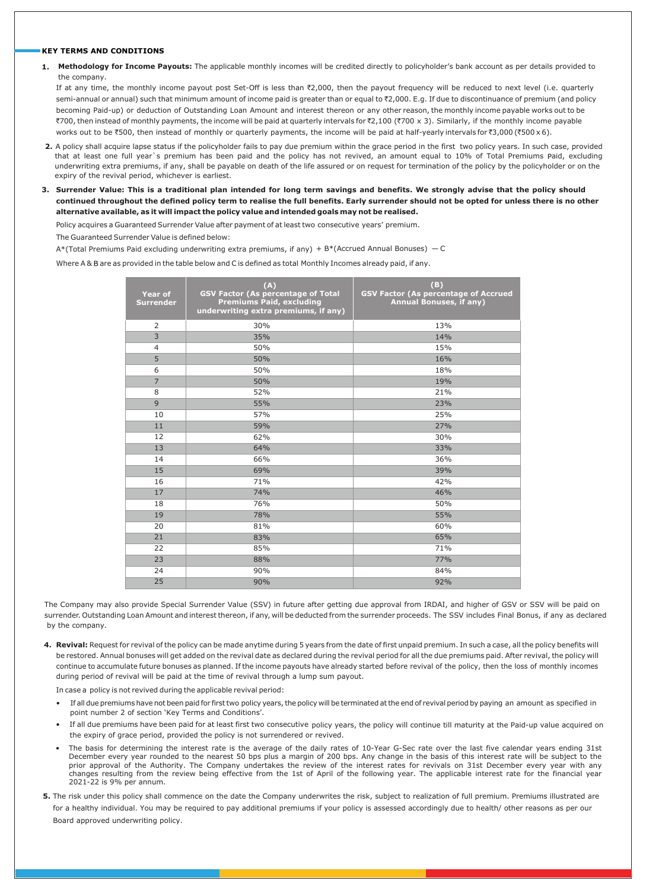## KEY TERMS AND CONDITIONS

1. **Methodology for Income Payouts:** The applicable monthly incomes will be credited directly to policyholder's bank account as per details provided to the company.

   If at any time, the monthly income payout post Set-Off is less than ₹2,000, then the payout frequency will be reduced to next level (i.e. quarterly semi-annual or annual) such that minimum amount of income paid is greater than or equal to ₹2,000. E.g. If due to discontinuance of premium (and policy becoming Paid-up) or deduction of Outstanding Loan Amount and interest thereon or any other reason, the monthly income payable works out to be ₹700, then instead of monthly payments, the income will be paid at quarterly intervals for ₹2,100 (₹700 x 3). Similarly, if the monthly income payable works out to be ₹500, then instead of monthly or quarterly payments, the income will be paid at half-yearly intervals for ₹3,000 (₹500 x 6).

2. A policy shall acquire lapse status if the policyholder fails to pay due premium within the grace period in the first two policy years. In such case, provided that at least one full year`s premium has been paid and the policy has not revived, an amount equal to 10% of Total Premiums Paid, excluding underwriting extra premiums, if any, shall be payable on death of the life assured or on request for termination of the policy by the policyholder or on the expiry of the revival period, whichever is earliest.

3. **Surrender Value: This is a traditional plan intended for long term savings and benefits. We strongly advise that the policy should continued throughout the defined policy term to realise the full benefits. Early surrender should not be opted for unless there is no other alternative available, as it will impact the policy value and intended goals may not be realised.**

   Policy acquires a Guaranteed Surrender Value after payment of at least two consecutive years' premium.

   The Guaranteed Surrender Value is defined below:

   A*(Total Premiums Paid excluding underwriting extra premiums, if any) + B*(Accrued Annual Bonuses) — C

   Where A & B are as provided in the table below and C is defined as total Monthly Incomes already paid, if any.

| Year of Surrender | (A) GSV Factor (As percentage of Total Premiums Paid, excluding underwriting extra premiums, if any) | (B) GSV Factor (As percentage of Accrued Annual Bonuses, if any) |
|---|---|---|
| 2 | 30% | 13% |
| 3 | 35% | 14% |
| 4 | 50% | 15% |
| 5 | 50% | 16% |
| 6 | 50% | 18% |
| 7 | 50% | 19% |
| 8 | 52% | 21% |
| 9 | 55% | 23% |
| 10 | 57% | 25% |
| 11 | 59% | 27% |
| 12 | 62% | 30% |
| 13 | 64% | 33% |
| 14 | 66% | 36% |
| 15 | 69% | 39% |
| 16 | 71% | 42% |
| 17 | 74% | 46% |
| 18 | 76% | 50% |
| 19 | 78% | 55% |
| 20 | 81% | 60% |
| 21 | 83% | 65% |
| 22 | 85% | 71% |
| 23 | 88% | 77% |
| 24 | 90% | 84% |
| 25 | 90% | 92% |

The Company may also provide Special Surrender Value (SSV) in future after getting due approval from IRDAI, and higher of GSV or SSV will be paid on surrender. Outstanding Loan Amount and interest thereon, if any, will be deducted from the surrender proceeds. The SSV includes Final Bonus, if any as declared by the company.

4. **Revival:** Request for revival of the policy can be made anytime during 5 years from the date of first unpaid premium. In such a case, all the policy benefits will be restored. Annual bonuses will get added on the revival date as declared during the revival period for all the due premiums paid. After revival, the policy will continue to accumulate future bonuses as planned. If the income payouts have already started before revival of the policy, then the loss of monthly incomes during period of revival will be paid at the time of revival through a lump sum payout.

   In case a policy is not revived during the applicable revival period:

   - If all due premiums have not been paid for first two policy years, the policy will be terminated at the end of revival period by paying an amount as specified in point number 2 of section 'Key Terms and Conditions'.
   - If all due premiums have been paid for at least first two consecutive policy years, the policy will continue till maturity at the Paid-up value acquired on the expiry of grace period, provided the policy is not surrendered or revived.
   - The basis for determining the interest rate is the average of the daily rates of 10-Year G-Sec rate over the last five calendar years ending 31st December every year rounded to the nearest 50 bps plus a margin of 200 bps. Any change in the basis of this interest rate will be subject to the prior approval of the Authority. The Company undertakes the review of the interest rates for revivals on 31st December every year with any changes resulting from the review being effective from the 1st of April of the following year. The applicable interest rate for the financial year 2021-22 is 9% per annum.

5. The risk under this policy shall commence on the date the Company underwrites the risk, subject to realization of full premium. Premiums illustrated are for a healthy individual. You may be required to pay additional premiums if your policy is assessed accordingly due to health/ other reasons as per our Board approved underwriting policy.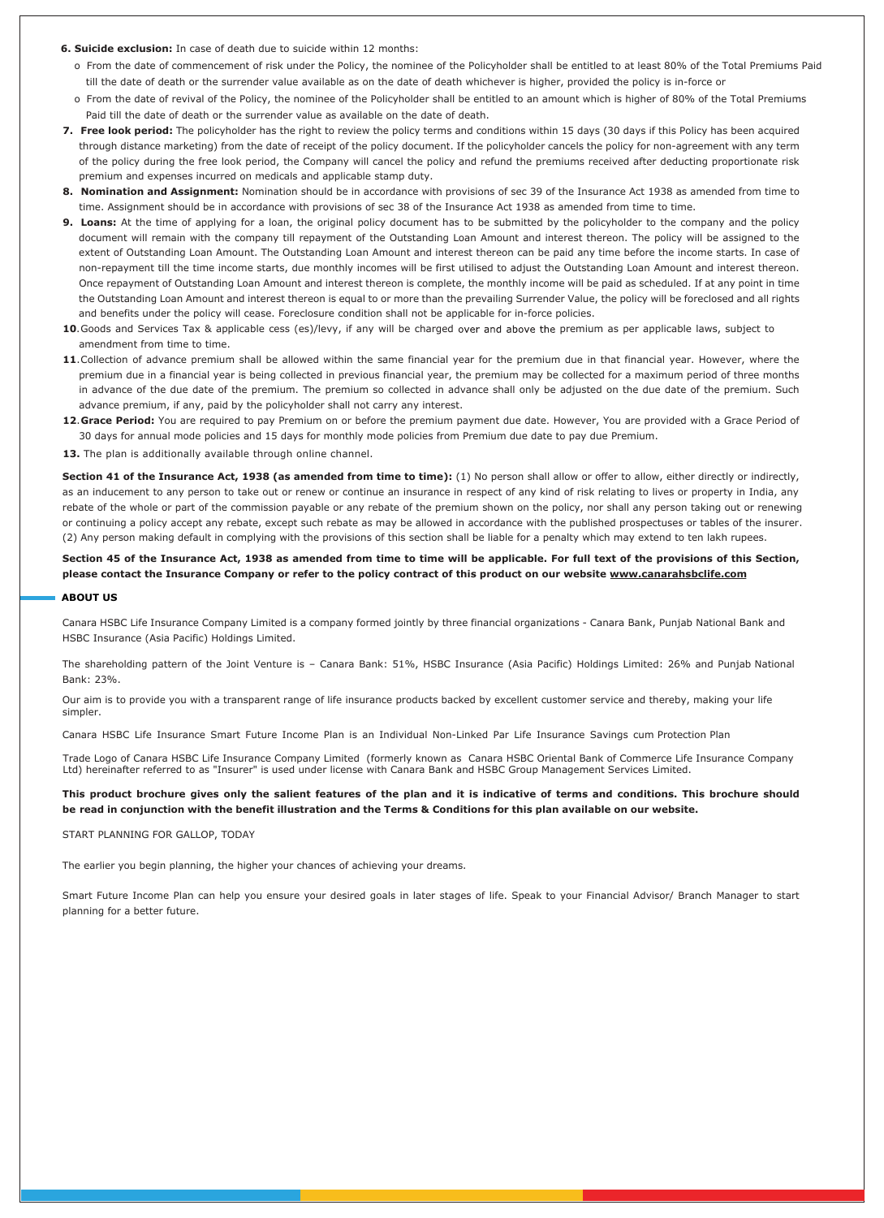**6. Suicide exclusion:** In case of death due to suicide within 12 months:

- From the date of commencement of risk under the Policy, the nominee of the Policyholder shall be entitled to at least 80% of the Total Premiums Paid till the date of death or the surrender value available as on the date of death whichever is higher, provided the policy is in-force or
- From the date of revival of the Policy, the nominee of the Policyholder shall be entitled to an amount which is higher of 80% of the Total Premiums Paid till the date of death or the surrender value as available on the date of death.

**7. Free look period:** The policyholder has the right to review the policy terms and conditions within 15 days (30 days if this Policy has been acquired through distance marketing) from the date of receipt of the policy document. If the policyholder cancels the policy for non-agreement with any term of the policy during the free look period, the Company will cancel the policy and refund the premiums received after deducting proportionate risk premium and expenses incurred on medicals and applicable stamp duty.

**8. Nomination and Assignment:** Nomination should be in accordance with provisions of sec 39 of the Insurance Act 1938 as amended from time to time. Assignment should be in accordance with provisions of sec 38 of the Insurance Act 1938 as amended from time to time.

**9. Loans:** At the time of applying for a loan, the original policy document has to be submitted by the policyholder to the company and the policy document will remain with the company till repayment of the Outstanding Loan Amount and interest thereon. The policy will be assigned to the extent of Outstanding Loan Amount. The Outstanding Loan Amount and interest thereon can be paid any time before the income starts. In case of non-repayment till the time income starts, due monthly incomes will be first utilised to adjust the Outstanding Loan Amount and interest thereon. Once repayment of Outstanding Loan Amount and interest thereon is complete, the monthly income will be paid as scheduled. If at any point in time the Outstanding Loan Amount and interest thereon is equal to or more than the prevailing Surrender Value, the policy will be foreclosed and all rights and benefits under the policy will cease. Foreclosure condition shall not be applicable for in-force policies.

**10**.Goods and Services Tax & applicable cess (es)/levy, if any will be charged over and above the premium as per applicable laws, subject to amendment from time to time.

**11**.Collection of advance premium shall be allowed within the same financial year for the premium due in that financial year. However, where the premium due in a financial year is being collected in previous financial year, the premium may be collected for a maximum period of three months in advance of the due date of the premium. The premium so collected in advance shall only be adjusted on the due date of the premium. Such advance premium, if any, paid by the policyholder shall not carry any interest.

**12**.**Grace Period:** You are required to pay Premium on or before the premium payment due date. However, You are provided with a Grace Period of 30 days for annual mode policies and 15 days for monthly mode policies from Premium due date to pay due Premium.

**13.** The plan is additionally available through online channel.

**Section 41 of the Insurance Act, 1938 (as amended from time to time):** (1) No person shall allow or offer to allow, either directly or indirectly, as an inducement to any person to take out or renew or continue an insurance in respect of any kind of risk relating to lives or property in India, any rebate of the whole or part of the commission payable or any rebate of the premium shown on the policy, nor shall any person taking out or renewing or continuing a policy accept any rebate, except such rebate as may be allowed in accordance with the published prospectuses or tables of the insurer. (2) Any person making default in complying with the provisions of this section shall be liable for a penalty which may extend to ten lakh rupees.

**Section 45 of the Insurance Act, 1938 as amended from time to time will be applicable. For full text of the provisions of this Section, please contact the Insurance Company or refer to the policy contract of this product on our website www.canarahsbclife.com**

## ABOUT US

Canara HSBC Life Insurance Company Limited is a company formed jointly by three financial organizations - Canara Bank, Punjab National Bank and HSBC Insurance (Asia Pacific) Holdings Limited.

The shareholding pattern of the Joint Venture is – Canara Bank: 51%, HSBC Insurance (Asia Pacific) Holdings Limited: 26% and Punjab National Bank: 23%.

Our aim is to provide you with a transparent range of life insurance products backed by excellent customer service and thereby, making your life simpler.

Canara HSBC Life Insurance Smart Future Income Plan is an Individual Non-Linked Par Life Insurance Savings cum Protection Plan

Trade Logo of Canara HSBC Life Insurance Company Limited (formerly known as Canara HSBC Oriental Bank of Commerce Life Insurance Company Ltd) hereinafter referred to as "Insurer" is used under license with Canara Bank and HSBC Group Management Services Limited.

**This product brochure gives only the salient features of the plan and it is indicative of terms and conditions. This brochure should be read in conjunction with the benefit illustration and the Terms & Conditions for this plan available on our website.**

START PLANNING FOR GALLOP, TODAY

The earlier you begin planning, the higher your chances of achieving your dreams.

Smart Future Income Plan can help you ensure your desired goals in later stages of life. Speak to your Financial Advisor/ Branch Manager to start planning for a better future.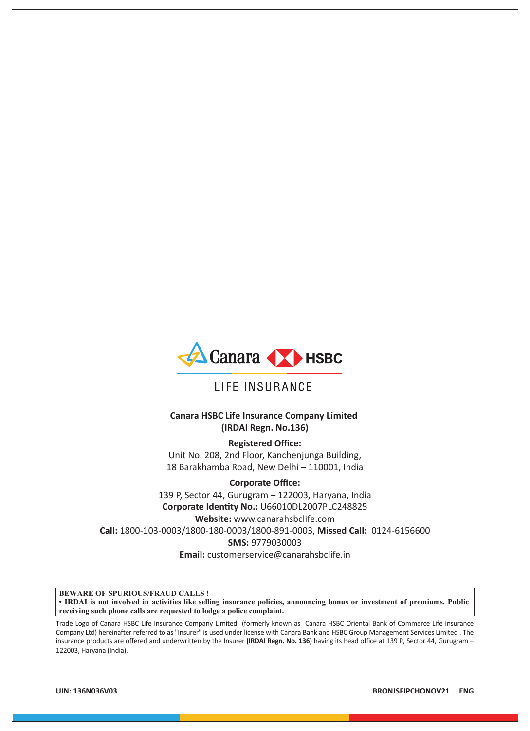Canara HSBC

LIFE INSURANCE

**Canara HSBC Life Insurance Company Limited**
**(IRDAI Regn. No.136)**

**Registered Office:**
Unit No. 208, 2nd Floor, Kanchenjunga Building,
18 Barakhamba Road, New Delhi – 110001, India

**Corporate Office:**
139 P, Sector 44, Gurugram – 122003, Haryana, India
**Corporate Identity No.:** U66010DL2007PLC248825
**Website:** www.canarahsbclife.com
**Call:** 1800-103-0003/1800-180-0003/1800-891-0003, **Missed Call:** 0124-6156600
**SMS:** 9779030003
**Email:** customerservice@canarahsbclife.in

**BEWARE OF SPURIOUS/FRAUD CALLS !**
**• IRDAI is not involved in activities like selling insurance policies, announcing bonus or investment of premiums. Public receiving such phone calls are requested to lodge a police complaint.**

Trade Logo of Canara HSBC Life Insurance Company Limited (formerly known as Canara HSBC Oriental Bank of Commerce Life Insurance Company Ltd) hereinafter referred to as "Insurer" is used under license with Canara Bank and HSBC Group Management Services Limited . The insurance products are offered and underwritten by the Insurer **(IRDAI Regn. No. 136)** having its head office at 139 P, Sector 44, Gurugram – 122003, Haryana (India).

**UIN: 136N036V03** **BRONJSFIPCHONOV21 ENG**